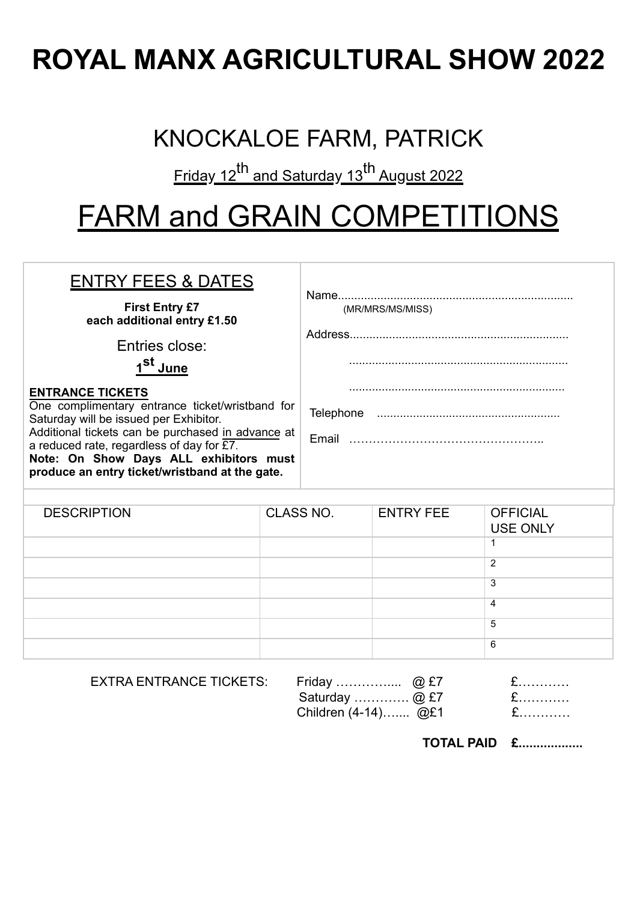# ROYAL MANX AGRICULTURAL SHOW 2022

## KNOCKALOE FARM, PATRICK

Friday 12th and Saturday 13th August 2022

# FARM and GRAIN COMPETITIONS

## ENTRY FEES & DATES

**First Entry £7**
**each additional entry £1.50**

Entries close:
**1st June**

**ENTRANCE TICKETS**
One complimentary entrance ticket/wristband for Saturday will be issued per Exhibitor.
Additional tickets can be purchased in advance at a reduced rate, regardless of day for £7.
**Note: On Show Days ALL exhibitors must produce an entry ticket/wristband at the gate.**

Name.......................................................................
(MR/MRS/MS/MISS)

Address..................................................................

..................................................................

..................................................................

Telephone .......................................................

Email …………………………………………..

| DESCRIPTION | CLASS NO. | ENTRY FEE | OFFICIAL USE ONLY |
|---|---|---|---|
| | | | 1 |
| | | | 2 |
| | | | 3 |
| | | | 4 |
| | | | 5 |
| | | | 6 |

EXTRA ENTRANCE TICKETS:

| | | |
|---|---|---|
| Friday ………….... | @ £7 | £………… |
| Saturday …………. | @ £7 | £………… |
| Children (4-14)….... | @£1 | £………… |

**TOTAL PAID £..................**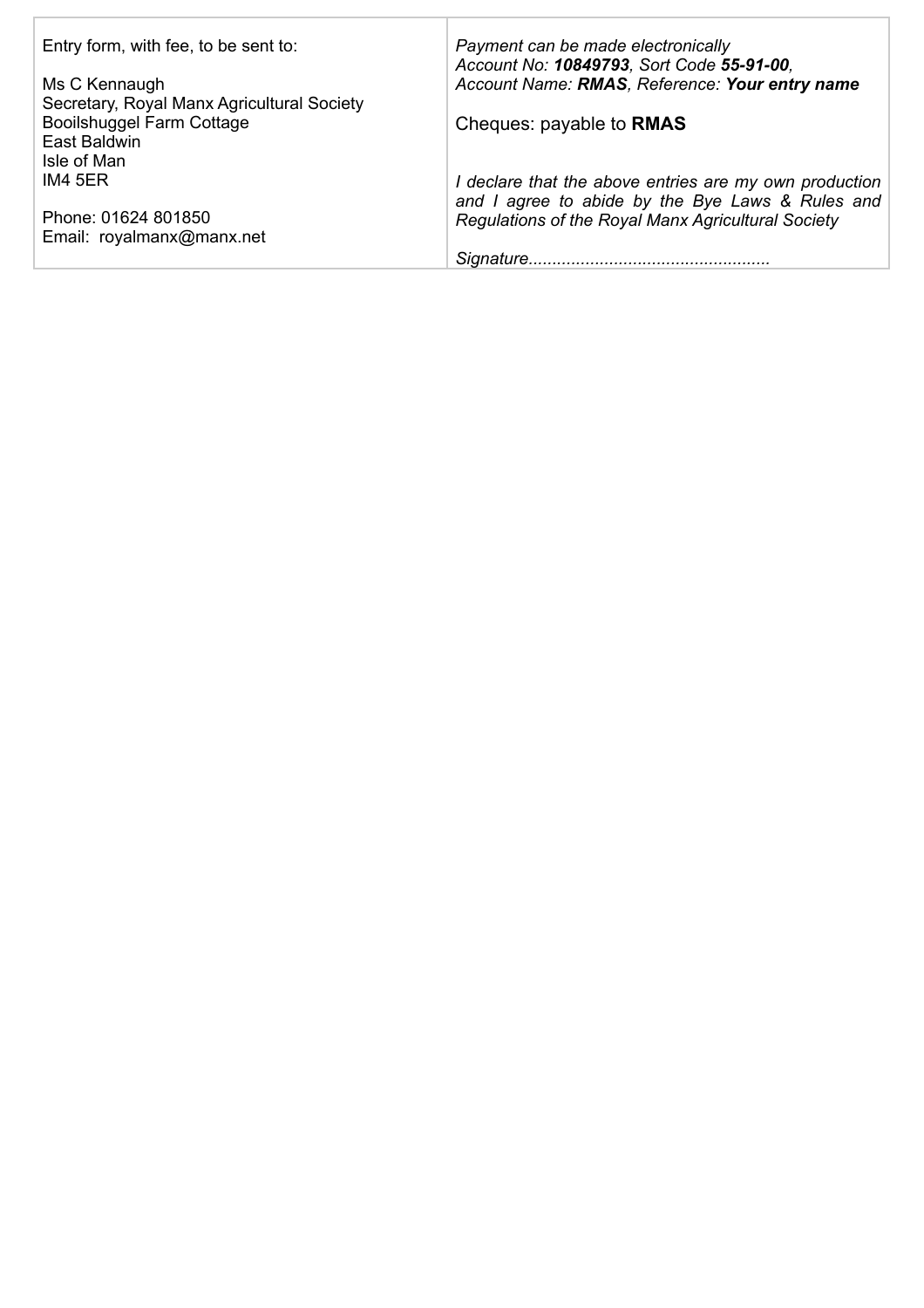| | |
|---|---|
| Entry form, with fee, to be sent to:<br><br>Ms C Kennaugh<br>Secretary, Royal Manx Agricultural Society<br>Booilshuggel Farm Cottage<br>East Baldwin<br>Isle of Man<br>IM4 5ER<br><br>Phone: 01624 801850<br>Email: royalmanx@manx.net | *Payment can be made electronically*<br>*Account No: **10849793**, Sort Code **55-91-00**,*<br>*Account Name: **RMAS**, Reference: **Your entry name***<br><br>Cheques: payable to **RMAS**<br><br>*I declare that the above entries are my own production and I agree to abide by the Bye Laws & Rules and Regulations of the Royal Manx Agricultural Society*<br><br>*Signature.................................................* |